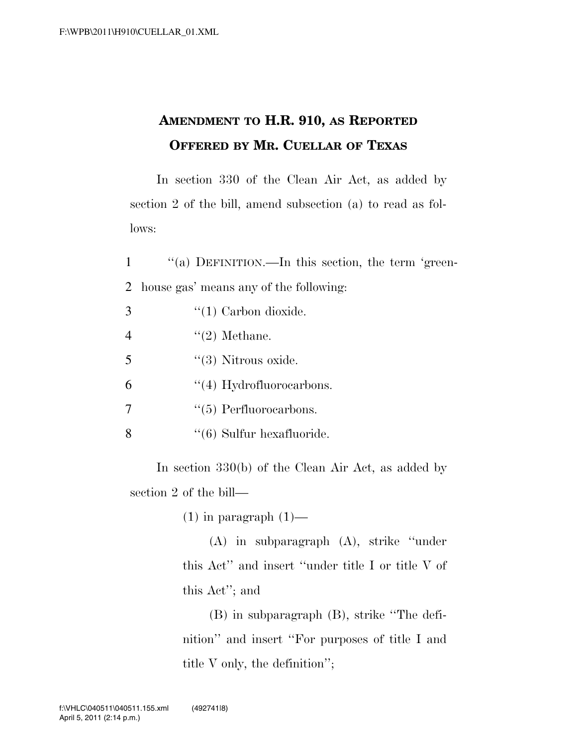# AMENDMENT TO H.R. 910, AS REPORTED
# OFFERED BY MR. CUELLAR OF TEXAS

In section 330 of the Clean Air Act, as added by section 2 of the bill, amend subsection (a) to read as follows:

1 "(a) DEFINITION.—In this section, the term 'green-
2 house gas' means any of the following:
3 "(1) Carbon dioxide.
4 "(2) Methane.
5 "(3) Nitrous oxide.
6 "(4) Hydrofluorocarbons.
7 "(5) Perfluorocarbons.
8 "(6) Sulfur hexafluoride.

In section 330(b) of the Clean Air Act, as added by section 2 of the bill—

(1) in paragraph (1)—

(A) in subparagraph (A), strike "under this Act" and insert "under title I or title V of this Act"; and

(B) in subparagraph (B), strike "The definition" and insert "For purposes of title I and title V only, the definition";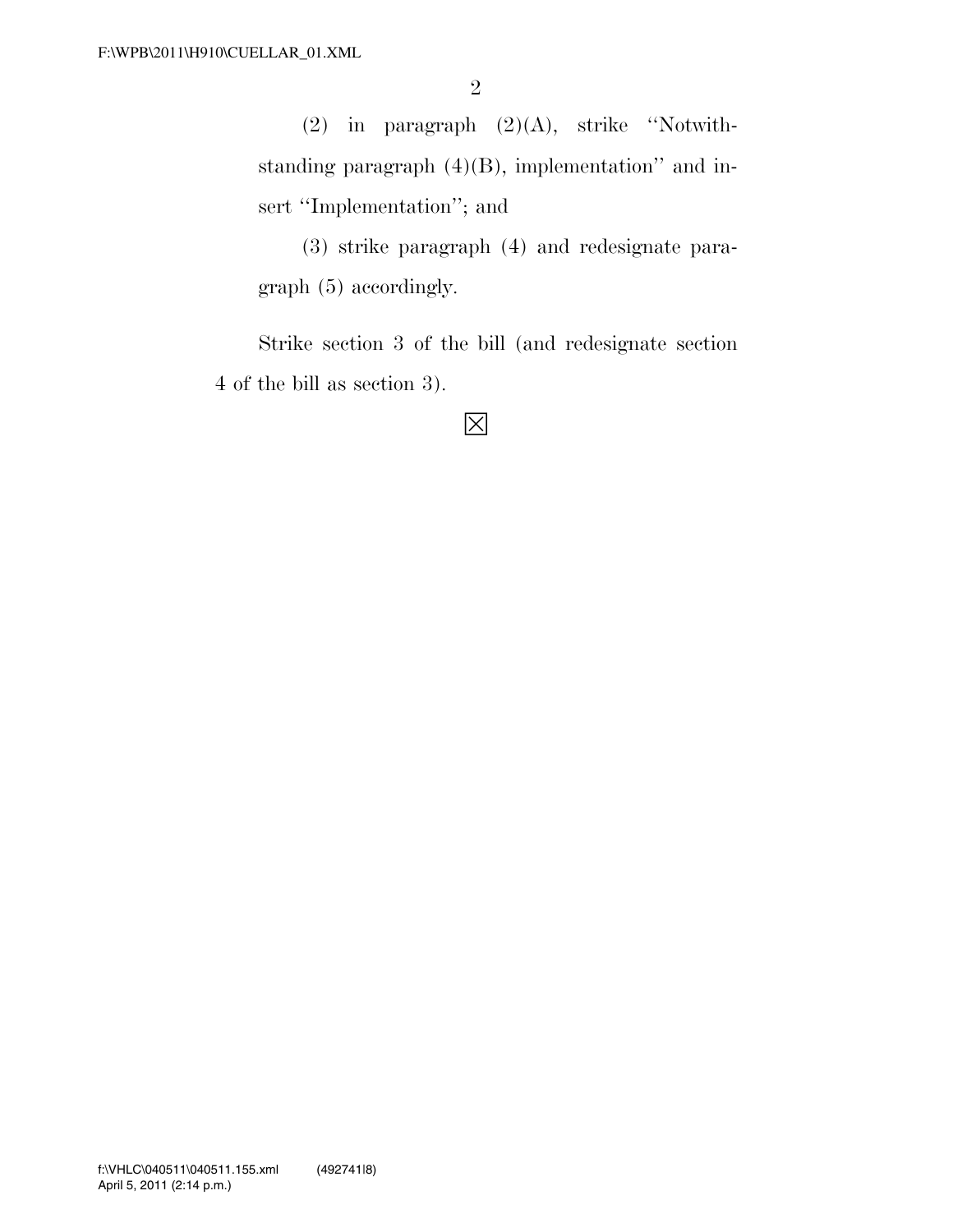(2) in paragraph (2)(A), strike "Notwithstanding paragraph (4)(B), implementation" and insert "Implementation"; and

(3) strike paragraph (4) and redesignate paragraph (5) accordingly.

Strike section 3 of the bill (and redesignate section 4 of the bill as section 3).

☒